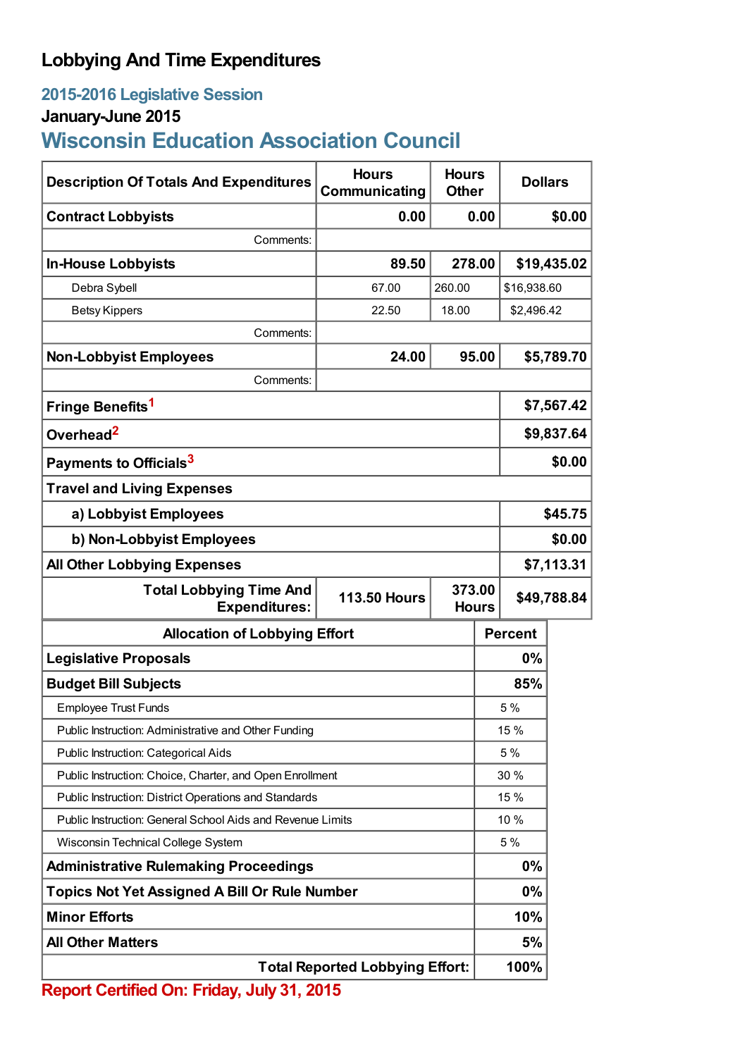# Lobbying And Time Expenditures

## 2015-2016 Legislative Session

### January-June 2015

## Wisconsin Education Association Council

| Description Of Totals And Expenditures | Hours Communicating | Hours Other | Dollars |
|---|---|---|---|
| **Contract Lobbyists** | **0.00** | **0.00** | **$0.00** |
| Comments: | | | |
| **In-House Lobbyists** | **89.50** | **278.00** | **$19,435.02** |
| Debra Sybell | 67.00 | 260.00 | $16,938.60 |
| Betsy Kippers | 22.50 | 18.00 | $2,496.42 |
| Comments: | | | |
| **Non-Lobbyist Employees** | **24.00** | **95.00** | **$5,789.70** |
| Comments: | | | |
| **Fringe Benefits**[1] | | | **$7,567.42** |
| **Overhead**[2] | | | **$9,837.64** |
| **Payments to Officials**[3] | | | **$0.00** |
| **Travel and Living Expenses** | | | |
| **a) Lobbyist Employees** | | | **$45.75** |
| **b) Non-Lobbyist Employees** | | | **$0.00** |
| **All Other Lobbying Expenses** | | | **$7,113.31** |
| **Total Lobbying Time And Expenditures:** | **113.50 Hours** | **373.00 Hours** | **$49,788.84** |

| Allocation of Lobbying Effort | Percent |
|---|---|
| **Legislative Proposals** | **0%** |
| **Budget Bill Subjects** | **85%** |
| Employee Trust Funds | 5 % |
| Public Instruction: Administrative and Other Funding | 15 % |
| Public Instruction: Categorical Aids | 5 % |
| Public Instruction: Choice, Charter, and Open Enrollment | 30 % |
| Public Instruction: District Operations and Standards | 15 % |
| Public Instruction: General School Aids and Revenue Limits | 10 % |
| Wisconsin Technical College System | 5 % |
| **Administrative Rulemaking Proceedings** | **0%** |
| **Topics Not Yet Assigned A Bill Or Rule Number** | **0%** |
| **Minor Efforts** | **10%** |
| **All Other Matters** | **5%** |
| **Total Reported Lobbying Effort:** | **100%** |

**Report Certified On: Friday, July 31, 2015**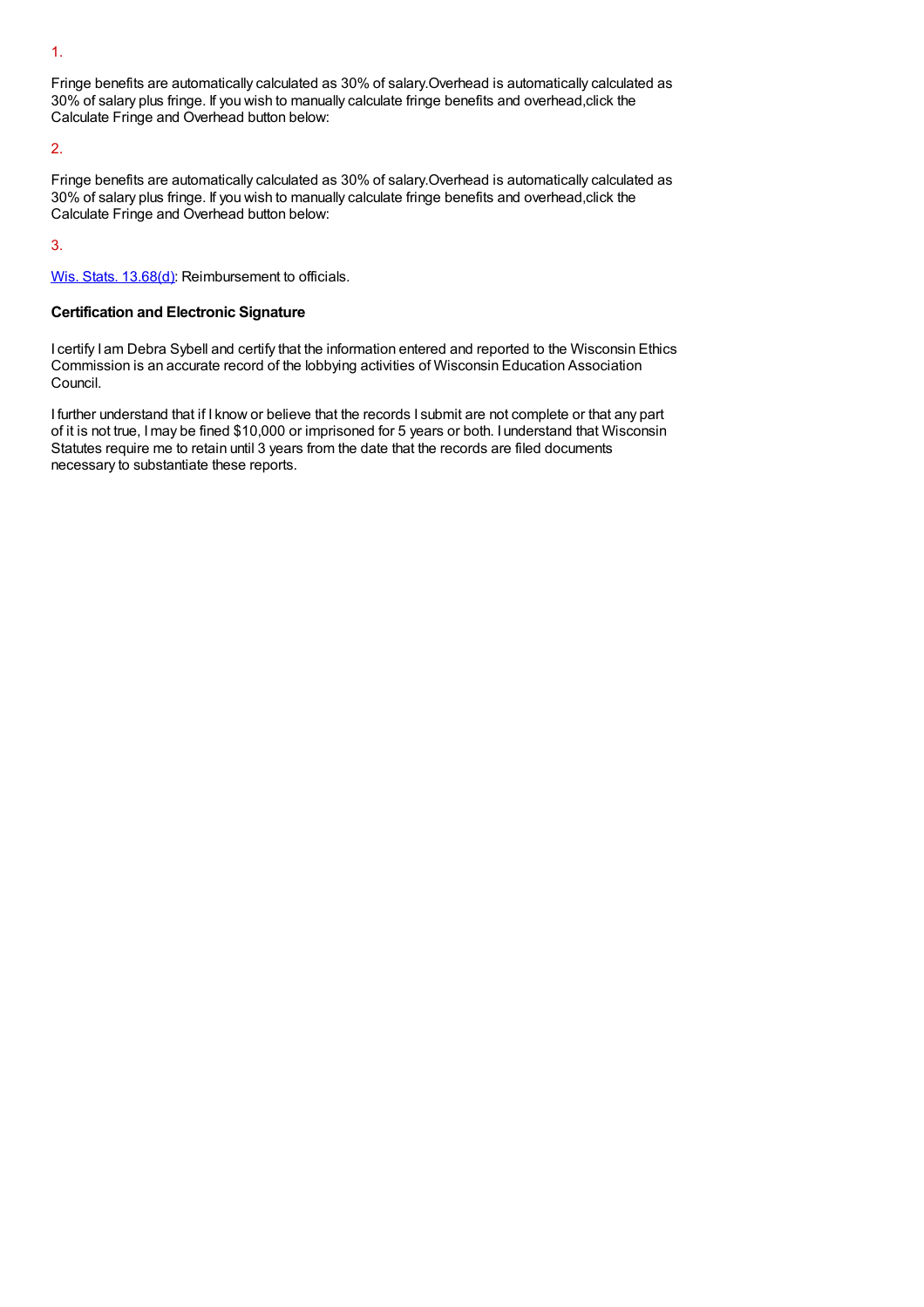1.

Fringe benefits are automatically calculated as 30% of salary.Overhead is automatically calculated as 30% of salary plus fringe. If you wish to manually calculate fringe benefits and overhead,click the Calculate Fringe and Overhead button below:

2.

Fringe benefits are automatically calculated as 30% of salary.Overhead is automatically calculated as 30% of salary plus fringe. If you wish to manually calculate fringe benefits and overhead,click the Calculate Fringe and Overhead button below:

3.

Wis. Stats. 13.68(d): Reimbursement to officials.

**Certification and Electronic Signature**

I certify I am Debra Sybell and certify that the information entered and reported to the Wisconsin Ethics Commission is an accurate record of the lobbying activities of Wisconsin Education Association Council.

I further understand that if I know or believe that the records I submit are not complete or that any part of it is not true, I may be fined $10,000 or imprisoned for 5 years or both. I understand that Wisconsin Statutes require me to retain until 3 years from the date that the records are filed documents necessary to substantiate these reports.